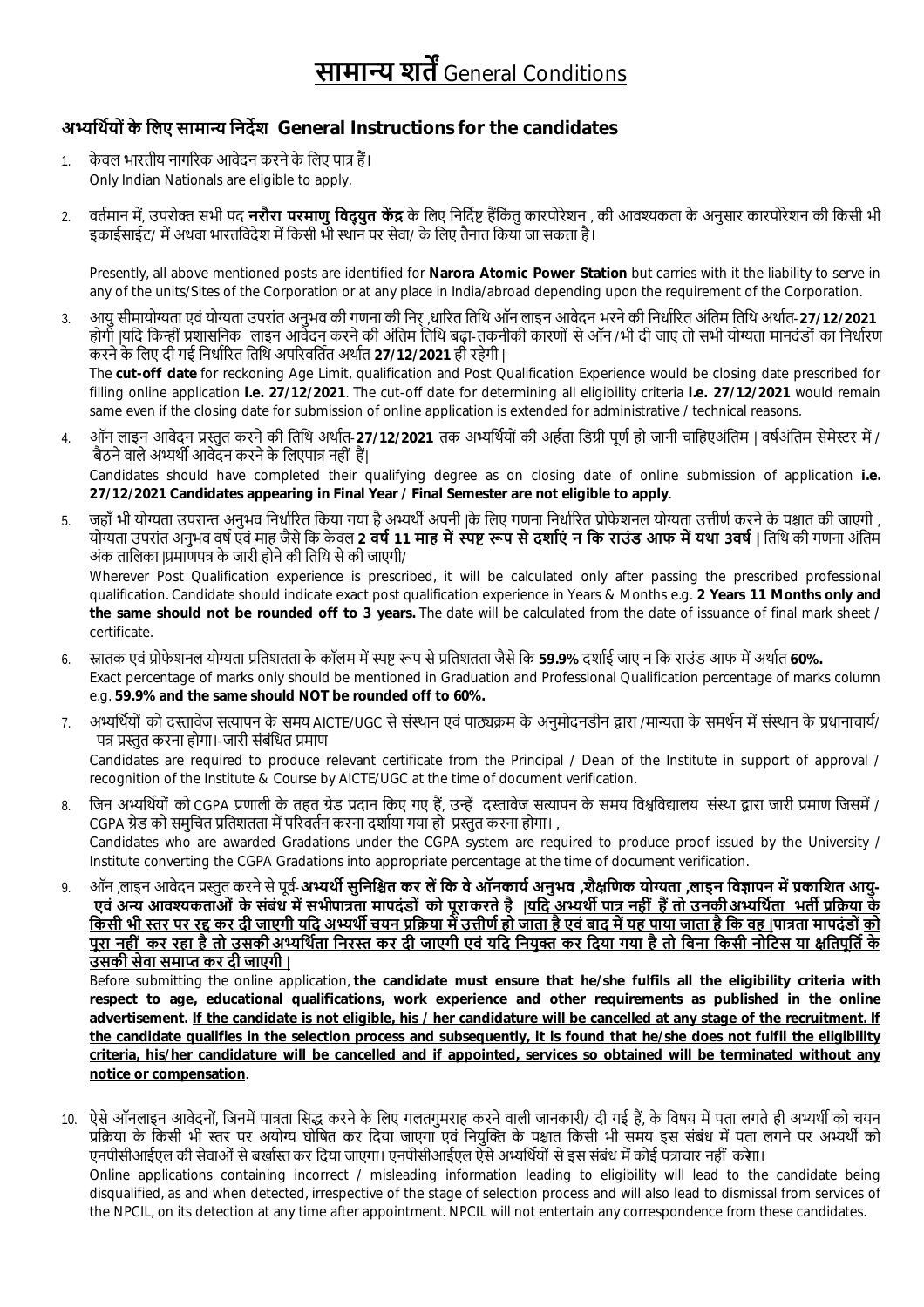# सामान्य शर्तें General Conditions

## अभ्यर्थियों के लिए सामान्य निर्देश General Instructions for the candidates

1. केवल भारतीय नागरिक आवेदन करने के लिए पात्र हैं।
   Only Indian Nationals are eligible to apply.

2. वर्तमान में, उपरोक्त सभी पद **नरौरा परमाणु विद्युत केंद्र** के लिए निर्दिष्ट हैंकिंतु कारपोरेशन , की आवश्यकता के अनुसार कारपोरेशन की किसी भी इकाईसाईट/ में अथवा भारतविदेश में किसी भी स्थान पर सेवा/ के लिए तैनात किया जा सकता है।

   Presently, all above mentioned posts are identified for **Narora Atomic Power Station** but carries with it the liability to serve in any of the units/Sites of the Corporation or at any place in India/abroad depending upon the requirement of the Corporation.

3. आयु सीमायोग्यता एवं योग्यता उपरांत अनुभव की गणना की निर् ,धारित तिथि ऑन लाइन आवेदन भरने की निर्धारित अंतिम तिथि अर्थात-**27/12/2021** होगी |यदि किन्हीं प्रशासनिक  लाइन आवेदन करने की अंतिम तिथि बढ़ा-तकनीकी कारणों से ऑन /भी दी जाए तो सभी योग्यता मानदंडों का निर्धारण करने के लिए दी गई निर्धारित तिथि अपरिवर्तित अर्थात **27/12/2021** ही रहेगी |
   The **cut-off date** for reckoning Age Limit, qualification and Post Qualification Experience would be closing date prescribed for filling online application **i.e. 27/12/2021**. The cut-off date for determining all eligibility criteria **i.e. 27/12/2021** would remain same even if the closing date for submission of online application is extended for administrative / technical reasons.

4. ऑन लाइन आवेदन प्रस्तुत करने की तिथि अर्थात-**27/12/2021** तक अभ्यर्थियों की अर्हता डिग्री पूर्ण हो जानी चाहिएअंतिम | वर्षअंतिम सेमेस्टर में / बैठने वाले अभ्यर्थी आवेदन करने के लिएपात्र नहीं हैं|
   Candidates should have completed their qualifying degree as on closing date of online submission of application **i.e. 27/12/2021 Candidates appearing in Final Year / Final Semester are not eligible to apply**.

5. जहाँ भी योग्यता उपरान्त अनुभव निर्धारित किया गया है अभ्यर्थी अपनी |के लिए गणना निर्धारित प्रोफेशनल योग्यता उत्तीर्ण करने के पश्चात की जाएगी , योग्यता उपरांत अनुभव वर्ष एवं माह जैसे कि केवल **2 वर्ष 11 माह में स्पष्ट रूप से दर्शाएं न कि राउंड आफ में यथा 3वर्ष** | तिथि की गणना अंतिम अंक तालिका |प्रमाणपत्र के जारी होने की तिथि से की जाएगी/
   Wherever Post Qualification experience is prescribed, it will be calculated only after passing the prescribed professional qualification. Candidate should indicate exact post qualification experience in Years & Months e.g. **2 Years 11 Months only and the same should not be rounded off to 3 years.** The date will be calculated from the date of issuance of final mark sheet / certificate.

6. स्नातक एवं प्रोफेशनल योग्यता प्रतिशतता के कॉलम में स्पष्ट रूप से प्रतिशतता जैसे कि **59.9%** दर्शाई जाए न कि राउंड आफ में अर्थात **60%.**
   Exact percentage of marks only should be mentioned in Graduation and Professional Qualification percentage of marks column e.g. **59.9% and the same should NOT be rounded off to 60%.**

7. अभ्यर्थियों को दस्तावेज सत्यापन के समय AICTE/UGC से संस्थान एवं पाठ्यक्रम के अनुमोदनडीन द्वारा /मान्यता के समर्थन में संस्थान के प्रधानाचार्य/ पत्र प्रस्तुत करना होगा।-जारी संबंधित प्रमाण
   Candidates are required to produce relevant certificate from the Principal / Dean of the Institute in support of approval / recognition of the Institute & Course by AICTE/UGC at the time of document verification.

8. जिन अभ्यर्थियों को CGPA प्रणाली के तहत ग्रेड प्रदान किए गए हैं, उन्हें दस्तावेज सत्यापन के समय विश्वविद्यालय संस्था द्वारा जारी प्रमाण जिसमें / CGPA ग्रेड को समुचित प्रतिशतता में परिवर्तन करना दर्शाया गया हो प्रस्तुत करना होगा। ,
   Candidates who are awarded Gradations under the CGPA system are required to produce proof issued by the University / Institute converting the CGPA Gradations into appropriate percentage at the time of document verification.

9. ऑन ,लाइन आवेदन प्रस्तुत करने से पूर्व-**अभ्यर्थी सुनिश्चित कर लें कि वे ऑनकार्य अनुभव ,शैक्षणिक योग्यता ,लाइन विज्ञापन में प्रकाशित आयु- एवं अन्य आवश्यकताओं के संबंध में सभीपात्रता मापदंडों को पूरा करते है** |**<u>यदि अभ्यर्थी पात्र नहीं हैं तो उनकी अभ्यर्थिता भर्ती प्रक्रिया के किसी भी स्तर पर रद्द कर दी जाएगी यदि अभ्यर्थी चयन प्रक्रिया में उत्तीर्ण हो जाता है एवं बाद में यह पाया जाता है कि वह |पात्रता मापदंडों को पूरा नहीं कर रहा है तो उसकी अभ्यर्थिता निरस्त कर दी जाएगी एवं यदि नियुक्त कर दिया गया है तो बिना किसी नोटिस या क्षतिपूर्ति के उसकी सेवा समाप्त कर दी जाएगी |</u>**
   Before submitting the online application, **the candidate must ensure that he/she fulfils all the eligibility criteria with respect to age, educational qualifications, work experience and other requirements as published in the online advertisement. <u>If the candidate is not eligible, his / her candidature will be cancelled at any stage of the recruitment. If the candidate qualifies in the selection process and subsequently, it is found that he/she does not fulfil the eligibility criteria, his/her candidature will be cancelled and if appointed, services so obtained will be terminated without any notice or compensation</u>**.

10. ऐसे ऑनलाइन आवेदनों, जिनमें पात्रता सिद्ध करने के लिए गलतगुमराह करने वाली जानकारी/ दी गई हैं, के विषय में पता लगते ही अभ्यर्थी को चयन प्रक्रिया के किसी भी स्तर पर अयोग्य घोषित कर दिया जाएगा एवं नियुक्ति के पश्चात किसी भी समय इस संबंध में पता लगने पर अभ्यर्थी को एनपीसीआईएल की सेवाओं से बर्खास्त कर दिया जाएगा। एनपीसीआईएल ऐसे अभ्यर्थियों से इस संबंध में कोई पत्राचार नहीं करेगा।
    Online applications containing incorrect / misleading information leading to eligibility will lead to the candidate being disqualified, as and when detected, irrespective of the stage of selection process and will also lead to dismissal from services of the NPCIL, on its detection at any time after appointment. NPCIL will not entertain any correspondence from these candidates.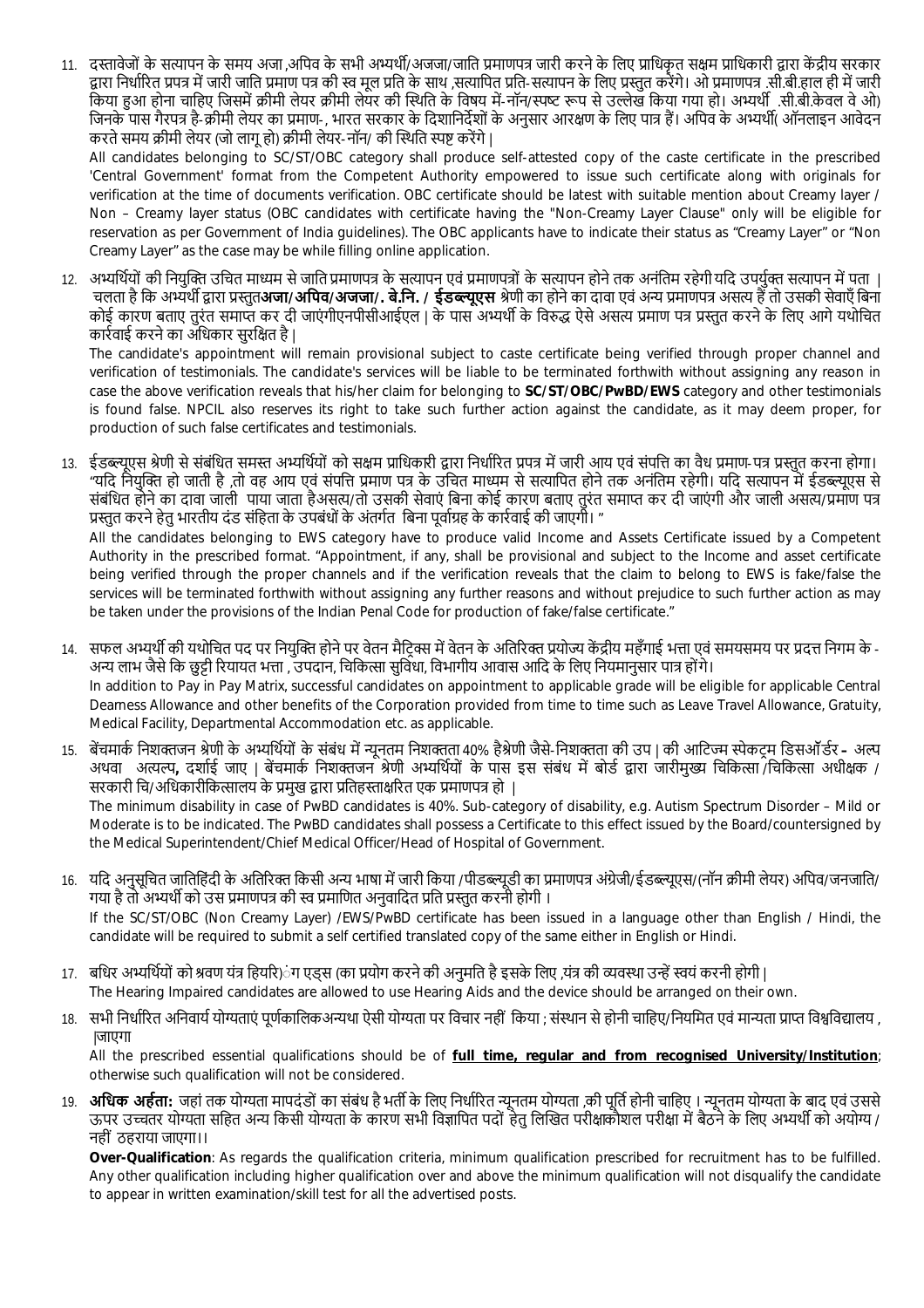11. दस्तावेजों के सत्यापन के समय अजा ,अपिव के सभी अभ्यर्थी/अजजा/जाति प्रमाणपत्र जारी करने के लिए प्राधिकृत सक्षम प्राधिकारी द्वारा केंद्रीय सरकार द्वारा निर्धारित प्रपत्र में जारी जाति प्रमाण पत्र की स्व मूल प्रति के साथ ,सत्यापित प्रति-सत्यापन के लिए प्रस्तुत करेंगे। ओ प्रमाणपत्र .सी.बी.हाल ही में जारी किया हुआ होना चाहिए जिसमें क्रीमी लेयर क्रीमी लेयर की स्थिति के विषय में-नॉन/स्पष्ट रूप से उल्लेख किया गया हो। अभ्यर्थी .सी.बी.केवल वे ओ) जिनके पास गैरपत्र है-क्रीमी लेयर का प्रमाण-, भारत सरकार के दिशानिर्देशों के अनुसार आरक्षण के लिए पात्र हैं। अपिव के अभ्यर्थी( ऑनलाइन आवेदन करते समय क्रीमी लेयर (जो लागू हो) क्रीमी लेयर-नॉन/ की स्थिति स्पष्ट करेंगे |

    All candidates belonging to SC/ST/OBC category shall produce self-attested copy of the caste certificate in the prescribed 'Central Government' format from the Competent Authority empowered to issue such certificate along with originals for verification at the time of documents verification. OBC certificate should be latest with suitable mention about Creamy layer / Non – Creamy layer status (OBC candidates with certificate having the "Non-Creamy Layer Clause" only will be eligible for reservation as per Government of India guidelines). The OBC applicants have to indicate their status as "Creamy Layer" or "Non Creamy Layer" as the case may be while filling online application.

12. अभ्यर्थियों की नियुक्ति उचित माध्यम से जाति प्रमाणपत्र के सत्यापन एवं प्रमाणपत्रों के सत्यापन होने तक अनंतिम रहेगी यदि उपर्युक्त सत्यापन में पता | चलता है कि अभ्यर्थी द्वारा प्रस्तुत**अजा/अपिव/अजजा/. बे.नि. / ईडब्ल्यूएस** श्रेणी का होने का दावा एवं अन्य प्रमाणपत्र असत्य हैं तो उसकी सेवाएँ बिना कोई कारण बताए तुरंत समाप्त कर दी जाएंगीएनपीसीआईएल | के पास अभ्यर्थी के विरुद्ध ऐसे असत्य प्रमाण पत्र प्रस्तुत करने के लिए आगे यथोचित कार्रवाई करने का अधिकार सुरक्षित है |

    The candidate's appointment will remain provisional subject to caste certificate being verified through proper channel and verification of testimonials. The candidate's services will be liable to be terminated forthwith without assigning any reason in case the above verification reveals that his/her claim for belonging to **SC/ST/OBC/PwBD/EWS** category and other testimonials is found false. NPCIL also reserves its right to take such further action against the candidate, as it may deem proper, for production of such false certificates and testimonials.

13. ईडब्ल्यूएस श्रेणी से संबंधित समस्त अभ्यर्थियों को सक्षम प्राधिकारी द्वारा निर्धारित प्रपत्र में जारी आय एवं संपत्ति का वैध प्रमाण-पत्र प्रस्तुत करना होगा। "यदि नियुक्ति हो जाती है ,तो वह आय एवं संपत्ति प्रमाण पत्र के उचित माध्यम से सत्यापित होने तक अनंतिम रहेगी। यदि सत्यापन में ईडब्ल्यूएस से संबंधित होने का दावा जाली पाया जाता हैअसत्य/तो उसकी सेवाएं बिना कोई कारण बताए तुरंत समाप्त कर दी जाएंगी और जाली असत्य/प्रमाण पत्र प्रस्तुत करने हेतु भारतीय दंड संहिता के उपबंधों के अंतर्गत बिना पूर्वाग्रह के कार्रवाई की जाएगी। "

    All the candidates belonging to EWS category have to produce valid Income and Assets Certificate issued by a Competent Authority in the prescribed format. "Appointment, if any, shall be provisional and subject to the Income and asset certificate being verified through the proper channels and if the verification reveals that the claim to belong to EWS is fake/false the services will be terminated forthwith without assigning any further reasons and without prejudice to such further action as may be taken under the provisions of the Indian Penal Code for production of fake/false certificate."

14. सफल अभ्यर्थी की यथोचित पद पर नियुक्ति होने पर वेतन मैट्रिक्स में वेतन के अतिरिक्त प्रयोज्य केंद्रीय महँगाई भत्ता एवं समयसमय पर प्रदत्त निगम के - अन्य लाभ जैसे कि छुट्टी रियायत भत्ता , उपदान, चिकित्सा सुविधा, विभागीय आवास आदि के लिए नियमानुसार पात्र होंगे।

    In addition to Pay in Pay Matrix, successful candidates on appointment to applicable grade will be eligible for applicable Central Dearness Allowance and other benefits of the Corporation provided from time to time such as Leave Travel Allowance, Gratuity, Medical Facility, Departmental Accommodation etc. as applicable.

15. बेंचमार्क निशक्तजन श्रेणी के अभ्यर्थियों के संबंध में न्यूनतम निशक्तता 40% हैश्रेणी जैसे-निशक्तता की उप | की आटिज्म स्पेकट्रम डिसऑर्डर **–** अल्प अथवा अत्यल्प**,** दर्शाई जाए | बेंचमार्क निशक्तजन श्रेणी अभ्यर्थियों के पास इस संबंध में बोर्ड द्वारा जारीमुख्य चिकित्सा /चिकित्सा अधीक्षक / सरकारी चि/ अधिकारीकित्सालय के प्रमुख द्वारा प्रतिहस्ताक्षरित एक प्रमाणपत्र हो |

    The minimum disability in case of PwBD candidates is 40%. Sub-category of disability, e.g. Autism Spectrum Disorder – Mild or Moderate is to be indicated. The PwBD candidates shall possess a Certificate to this effect issued by the Board/countersigned by the Medical Superintendent/Chief Medical Officer/Head of Hospital of Government.

16. यदि अनुसूचित जातिहिंदी के अतिरिक्त किसी अन्य भाषा में जारी किया /पीडब्ल्यूडी का प्रमाणपत्र अंग्रेजी/ईडब्ल्यूएस/(नॉन क्रीमी लेयर) अपिव/जनजाति/ गया है तो अभ्यर्थी को उस प्रमाणपत्र की स्व प्रमाणित अनुवादित प्रति प्रस्तुत करनी होगी ।

    If the SC/ST/OBC (Non Creamy Layer) /EWS/PwBD certificate has been issued in a language other than English / Hindi, the candidate will be required to submit a self certified translated copy of the same either in English or Hindi.

17. बधिर अभ्यर्थियों को श्रवण यंत्र हियरि)ंग एड्स (का प्रयोग करने की अनुमति है इसके लिए ,यंत्र की व्यवस्था उन्हें स्वयं करनी होगी |

    The Hearing Impaired candidates are allowed to use Hearing Aids and the device should be arranged on their own.

18. सभी निर्धारित अनिवार्य योग्यताएं पूर्णकालिकअन्यथा ऐसी योग्यता पर विचार नहीं किया ; संस्थान से होनी चाहिए/नियमित एवं मान्यता प्राप्त विश्वविद्यालय , |जाएगा

    All the prescribed essential qualifications should be of **full time, regular and from recognised University/Institution**; otherwise such qualification will not be considered.

19. **अधिक अर्हता:** जहां तक योग्यता मापदंडों का संबंध है भर्ती के लिए निर्धारित न्यूनतम योग्यता ,की पूर्ति होनी चाहिए । न्यूनतम योग्यता के बाद एवं उससे ऊपर उच्चतर योग्यता सहित अन्य किसी योग्यता के कारण सभी विज्ञापित पदों हेतु लिखित परीक्षाकौशल परीक्षा में बैठने के लिए अभ्यर्थी को अयोग्य / नहीं ठहराया जाएगा।।

    **Over-Qualification**: As regards the qualification criteria, minimum qualification prescribed for recruitment has to be fulfilled. Any other qualification including higher qualification over and above the minimum qualification will not disqualify the candidate to appear in written examination/skill test for all the advertised posts.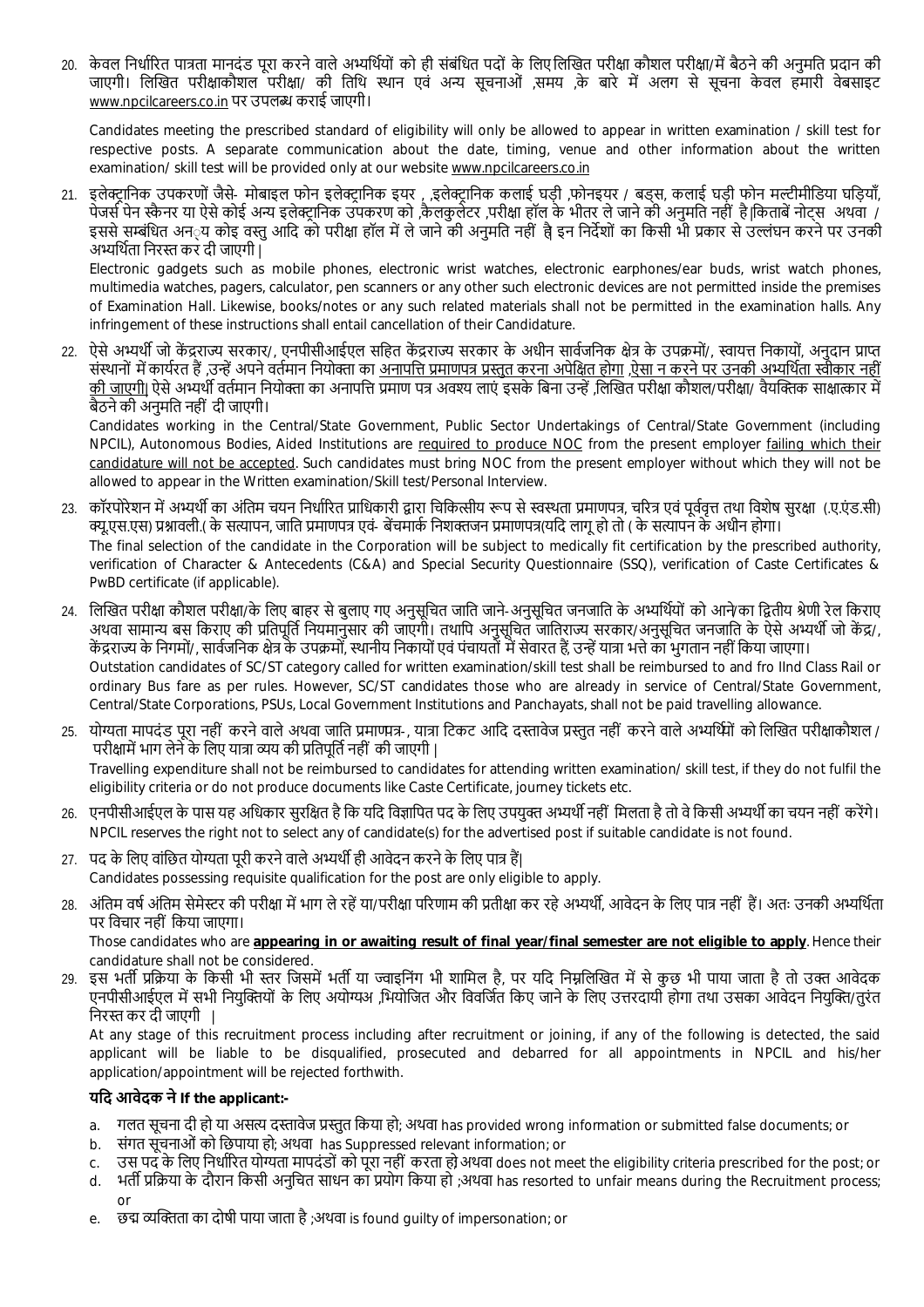20. केवल निर्धारित पात्रता मानदंड पूरा करने वाले अभ्यर्थियों को ही संबंधित पदों के लिए लिखित परीक्षा कौशल परीक्षा/में बैठने की अनुमति प्रदान की जाएगी। लिखित परीक्षाकौशल परीक्षा/ की तिथि स्थान एवं अन्य सूचनाओं ,समय ,के बारे में अलग से सूचना केवल हमारी वेबसाइट www.npcilcareers.co.in पर उपलब्ध कराई जाएगी।

    Candidates meeting the prescribed standard of eligibility will only be allowed to appear in written examination / skill test for respective posts. A separate communication about the date, timing, venue and other information about the written examination/ skill test will be provided only at our website www.npcilcareers.co.in

21. इलेक्ट्रानिक उपकरणों जैसे- मोबाइल फोन इलेक्ट्रानिक इयर , ,इलेक्ट्रानिक कलाई घड़ी ,फोनइयर / बड्स, कलाई घड़ी फोन मल्टीमीडिया घड़ियाँ, पेजर्स पेन स्कैनर या ऐसे कोई अन्य इलेक्ट्रानिक उपकरण को ,कैलकुलेटर ,परीक्षा हॉल के भीतर ले जाने की अनुमति नहीं है|किताबें नोट्स अथवा / इससे सम्बंधित अन्य कोइ वस्तु आदि को परीक्षा हॉल में ले जाने की अनुमति नहीं है| इन निर्देशों का किसी भी प्रकार से उल्लंघन करने पर उनकी अभ्यर्थिता निरस्त कर दी जाएगी |

    Electronic gadgets such as mobile phones, electronic wrist watches, electronic earphones/ear buds, wrist watch phones, multimedia watches, pagers, calculator, pen scanners or any other such electronic devices are not permitted inside the premises of Examination Hall. Likewise, books/notes or any such related materials shall not be permitted in the examination halls. Any infringement of these instructions shall entail cancellation of their Candidature.

22. ऐसे अभ्यर्थी जो केंद्रराज्य सरकार/, एनपीसीआईएल सहित केंद्रराज्य सरकार के अधीन सार्वजनिक क्षेत्र के उपक्रमों/, स्वायत्त निकायों, अनुदान प्राप्त संस्थानों में कार्यरत हैं ,उन्हें अपने वर्तमान नियोक्ता का <u>अनापत्ति प्रमाणपत्र प्रस्तुत करना अपेक्षित होगा ,ऐसा न करने पर उनकी अभ्यर्थिता स्वीकार नहीं की जाएगी|</u> ऐसे अभ्यर्थी वर्तमान नियोक्ता का अनापत्ति प्रमाण पत्र अवश्य लाएं इसके बिना उन्हें ,लिखित परीक्षा कौशल/परीक्षा/ वैयक्तिक साक्षात्कार में बैठने की अनुमति नहीं दी जाएगी।

    Candidates working in the Central/State Government, Public Sector Undertakings of Central/State Government (including NPCIL), Autonomous Bodies, Aided Institutions are <u>required to produce NOC</u> from the present employer <u>failing which their candidature will not be accepted</u>. Such candidates must bring NOC from the present employer without which they will not be allowed to appear in the Written examination/Skill test/Personal Interview.

23. कॉरपोरेशन में अभ्यर्थी का अंतिम चयन निर्धारित प्राधिकारी द्वारा चिकित्सीय रूप से स्वस्थता प्रमाणपत्र, चरित्र एवं पूर्ववृत्त तथा विशेष सुरक्षा (.ए.एंड.सी) क्यू.एस.एस) प्रश्नावली.( के सत्यापन, जाति प्रमाणपत्र एवं- बेंचमार्क निशक्तजन प्रमाणपत्र(यदि लागू हो तो ( के सत्यापन के अधीन होगा।

    The final selection of the candidate in the Corporation will be subject to medically fit certification by the prescribed authority, verification of Character & Antecedents (C&A) and Special Security Questionnaire (SSQ), verification of Caste Certificates & PwBD certificate (if applicable).

24. लिखित परीक्षा कौशल परीक्षा/के लिए बाहर से बुलाए गए अनुसूचित जाति जाने-अनुसूचित जनजाति के अभ्यर्थियों को आने/का द्वितीय श्रेणी रेल किराए अथवा सामान्य बस किराए की प्रतिपूर्ति नियमानुसार की जाएगी। तथापि अनुसूचित जातिराज्य सरकार/अनुसूचित जनजाति के ऐसे अभ्यर्थी जो केंद्र/, केंद्रराज्य के निगमों/, सार्वजनिक क्षेत्र के उपक्रमों, स्थानीय निकायों एवं पंचायतों में सेवारत हैं, उन्हें यात्रा भत्ते का भुगतान नहीं किया जाएगा।

    Outstation candidates of SC/ST category called for written examination/skill test shall be reimbursed to and fro IInd Class Rail or ordinary Bus fare as per rules. However, SC/ST candidates those who are already in service of Central/State Government, Central/State Corporations, PSUs, Local Government Institutions and Panchayats, shall not be paid travelling allowance.

25. योग्यता मापदंड पूरा नहीं करने वाले अथवा जाति प्रमाणपत्र-, यात्रा टिकट आदि दस्तावेज प्रस्तुत नहीं करने वाले अभ्यर्थियों को लिखित परीक्षाकौशल / परीक्षामें भाग लेने के लिए यात्रा व्यय की प्रतिपूर्ति नहीं की जाएगी |

    Travelling expenditure shall not be reimbursed to candidates for attending written examination/ skill test, if they do not fulfil the eligibility criteria or do not produce documents like Caste Certificate, journey tickets etc.

26. एनपीसीआईएल के पास यह अधिकार सुरक्षित है कि यदि विज्ञापित पद के लिए उपयुक्त अभ्यर्थी नहीं मिलता है तो वे किसी अभ्यर्थी का चयन नहीं करेंगे।

    NPCIL reserves the right not to select any of candidate(s) for the advertised post if suitable candidate is not found.

27. पद के लिए वांछित योग्यता पूरी करने वाले अभ्यर्थी ही आवेदन करने के लिए पात्र हैं|

    Candidates possessing requisite qualification for the post are only eligible to apply.

28. अंतिम वर्ष अंतिम सेमेस्टर की परीक्षा में भाग ले रहें या/परीक्षा परिणाम की प्रतीक्षा कर रहे अभ्यर्थी, आवेदन के लिए पात्र नहीं हैं। अतः उनकी अभ्यर्थिता पर विचार नहीं किया जाएगा।

    Those candidates who are **<u>appearing in or awaiting result of final year/final semester are not eligible to apply</u>**. Hence their candidature shall not be considered.

29. इस भर्ती प्रक्रिया के किसी भी स्तर जिसमें भर्ती या ज्वाइनिंग भी शामिल है, पर यदि निम्नलिखित में से कुछ भी पाया जाता है तो उक्त आवेदक एनपीसीआईएल में सभी नियुक्तियों के लिए अयोग्यअ ,भियोजित और विवर्जित किए जाने के लिए उत्तरदायी होगा तथा उसका आवेदन नियुक्ति/तुरंत निरस्त कर दी जाएगी |

    At any stage of this recruitment process including after recruitment or joining, if any of the following is detected, the said applicant will be liable to be disqualified, prosecuted and debarred for all appointments in NPCIL and his/her application/appointment will be rejected forthwith.

    **यदि आवेदक ने If the applicant:-**

    a. गलत सूचना दी हो या असत्य दस्तावेज प्रस्तुत किया हो; अथवा has provided wrong information or submitted false documents; or
    b. संगत सूचनाओं को छिपाया हो; अथवा has Suppressed relevant information; or
    c. उस पद के लिए निर्धारित योग्यता मापदंडों को पूरा नहीं करता हो; अथवा does not meet the eligibility criteria prescribed for the post; or
    d. भर्ती प्रक्रिया के दौरान किसी अनुचित साधन का प्रयोग किया हो ;अथवा has resorted to unfair means during the Recruitment process; or
    e. छद्म व्यक्तिता का दोषी पाया जाता है ;अथवा is found guilty of impersonation; or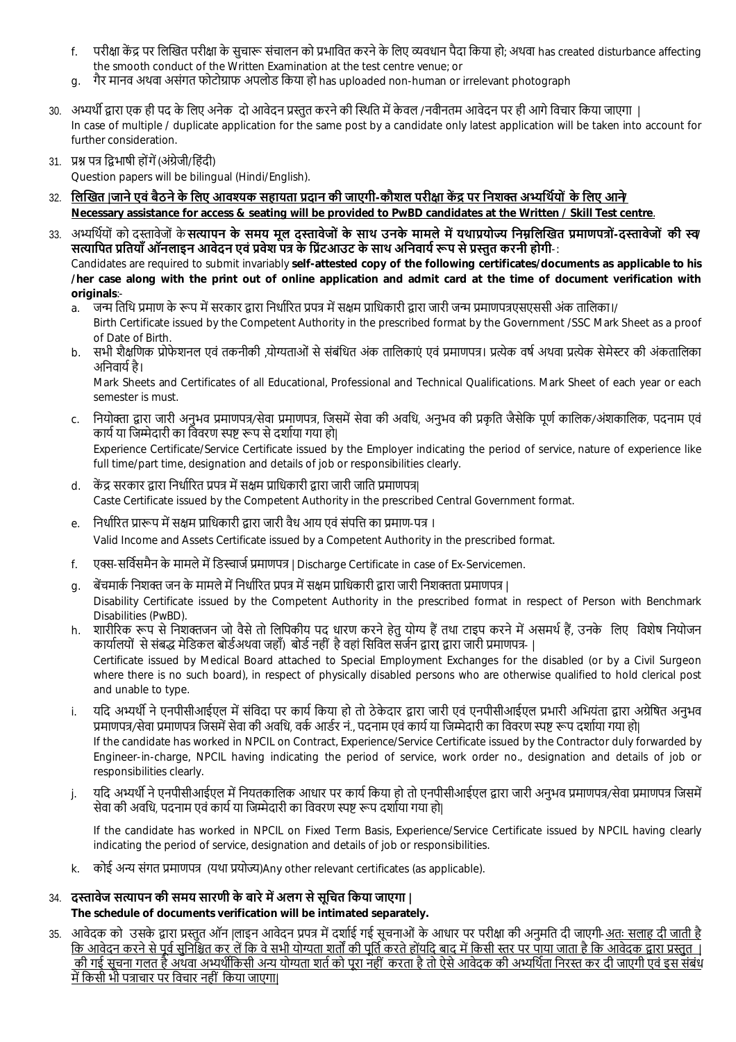f. परीक्षा केंद्र पर लिखित परीक्षा के सुचारू संचालन को प्रभावित करने के लिए व्यवधान पैदा किया हो; अथवा has created disturbance affecting the smooth conduct of the Written Examination at the test centre venue; or

g. गैर मानव अथवा असंगत फोटोग्राफ अपलोड किया हो has uploaded non-human or irrelevant photograph

30. अभ्यर्थी द्वारा एक ही पद के लिए अनेक दो आवेदन प्रस्तुत करने की स्थिति में केवल /नवीनतम आवेदन पर ही आगे विचार किया जाएगा |
In case of multiple / duplicate application for the same post by a candidate only latest application will be taken into account for further consideration.

31. प्रश्न पत्र द्विभाषी होंगें (अंग्रेजी/हिंदी)
Question papers will be bilingual (Hindi/English).

32. <u>**लिखित |जाने एवं बैठने के लिए आवश्यक सहायता प्रदान की जाएगी-कौशल परीक्षा केंद्र पर निशक्त अभ्यर्थियों के लिए आने/**</u>
<u>**Necessary assistance for access & seating will be provided to PwBD candidates at the Written / Skill Test centre**</u>.

33. अभ्यर्थियों को दस्तावेजों के **सत्यापन के समय मूल दस्तावेजों के साथ उनके मामले में यथाप्रयोज्य निम्नलिखित प्रमाणपत्रों-दस्तावेजों की स्व/सत्यापित प्रतियाँ ऑनलाइन आवेदन एवं प्रवेश पत्र के प्रिंटआउट के साथ अनिवार्य रूप से प्रस्तुत करनी होगी**- :
Candidates are required to submit invariably **self-attested copy of the following certificates/documents as applicable to his /her case along with the print out of online application and admit card at the time of document verification with originals**:-

a. जन्म तिथि प्रमाण के रूप में सरकार द्वारा निर्धारित प्रपत्र में सक्षम प्राधिकारी द्वारा जारी जन्म प्रमाणपत्रएसएससी अंक तालिका।/
Birth Certificate issued by the Competent Authority in the prescribed format by the Government /SSC Mark Sheet as a proof of Date of Birth.

b. सभी शैक्षणिक प्रोफेशनल एवं तकनीकी ,योग्यताओं से संबंधित अंक तालिकाएं एवं प्रमाणपत्र। प्रत्येक वर्ष अथवा प्रत्येक सेमेस्टर की अंकतालिका अनिवार्य है।
Mark Sheets and Certificates of all Educational, Professional and Technical Qualifications. Mark Sheet of each year or each semester is must.

c. नियोक्ता द्वारा जारी अनुभव प्रमाणपत्र/सेवा प्रमाणपत्र, जिसमें सेवा की अवधि, अनुभव की प्रकृति जैसेकि पूर्ण कालिक/अंशकालिक, पदनाम एवं कार्य या जिम्मेदारी का विवरण स्पष्ट रूप से दर्शाया गया हो|
Experience Certificate/Service Certificate issued by the Employer indicating the period of service, nature of experience like full time/part time, designation and details of job or responsibilities clearly.

d. केंद्र सरकार द्वारा निर्धारित प्रपत्र में सक्षम प्राधिकारी द्वारा जारी जाति प्रमाणपत्र|
Caste Certificate issued by the Competent Authority in the prescribed Central Government format.

e. निर्धारित प्रारूप में सक्षम प्राधिकारी द्वारा जारी वैध आय एवं संपत्ति का प्रमाण-पत्र ।
Valid Income and Assets Certificate issued by a Competent Authority in the prescribed format.

f. एक्स-सर्विसमैन के मामले में डिस्चार्ज प्रमाणपत्र | Discharge Certificate in case of Ex-Servicemen.

g. बेंचमार्क निशक्त जन के मामले में निर्धारित प्रपत्र में सक्षम प्राधिकारी द्वारा जारी निशक्तता प्रमाणपत्र |
Disability Certificate issued by the Competent Authority in the prescribed format in respect of Person with Benchmark Disabilities (PwBD).

h. शारीरिक रूप से निशक्तजन जो वैसे तो लिपिकीय पद धारण करने हेतु योग्य हैं तथा टाइप करने में असमर्थ हैं, उनके लिए विशेष नियोजन कार्यालयों से संबद्ध मेडिकल बोर्डअथवा जहाँ) बोर्ड नहीं है वहां सिविल सर्जन द्वारा द्वारा जारी प्रमाणपत्र- |
Certificate issued by Medical Board attached to Special Employment Exchanges for the disabled (or by a Civil Surgeon where there is no such board), in respect of physically disabled persons who are otherwise qualified to hold clerical post and unable to type.

i. यदि अभ्यर्थी ने एनपीसीआईएल में संविदा पर कार्य किया हो तो ठेकेदार द्वारा जारी एवं एनपीसीआईएल प्रभारी अभियंता द्वारा अग्रेषित अनुभव प्रमाणपत्र/सेवा प्रमाणपत्र जिसमें सेवा की अवधि, वर्क आर्डर नं., पदनाम एवं कार्य या जिम्मेदारी का विवरण स्पष्ट रूप दर्शाया गया हो|
If the candidate has worked in NPCIL on Contract, Experience/Service Certificate issued by the Contractor duly forwarded by Engineer-in-charge, NPCIL having indicating the period of service, work order no., designation and details of job or responsibilities clearly.

j. यदि अभ्यर्थी ने एनपीसीआईएल में नियतकालिक आधार पर कार्य किया हो तो एनपीसीआईएल द्वारा जारी अनुभव प्रमाणपत्र/सेवा प्रमाणपत्र जिसमें सेवा की अवधि, पदनाम एवं कार्य या जिम्मेदारी का विवरण स्पष्ट रूप दर्शाया गया हो|
If the candidate has worked in NPCIL on Fixed Term Basis, Experience/Service Certificate issued by NPCIL having clearly indicating the period of service, designation and details of job or responsibilities.

k. कोई अन्य संगत प्रमाणपत्र (यथा प्रयोज्य)Any other relevant certificates (as applicable).

34. **दस्तावेज सत्यापन की समय सारणी के बारे में अलग से सूचित किया जाएगा |**
**The schedule of documents verification will be intimated separately.**

35. आवेदक को उसके द्वारा प्रस्तुत ऑन |लाइन आवेदन प्रपत्र में दर्शाई गई सूचनाओं के आधार पर परीक्षा की अनुमति दी जाएगी-<u>अतः सलाह दी जाती है कि आवेदन करने से पूर्व सुनिश्चित कर लें कि वे सभी योग्यता शर्तों की पूर्ति करते होंयदि बाद में किसी स्तर पर पाया जाता है कि आवेदक द्वारा प्रस्तुत | की गई सूचना गलत है अथवा अभ्यर्थीकिसी अन्य योग्यता शर्त को पूरा नहीं करता है तो ऐसे आवेदक की अभ्यर्थिता निरस्त कर दी जाएगी एवं इस संबंध में किसी भी पत्राचार पर विचार नहीं किया जाएगा|</u>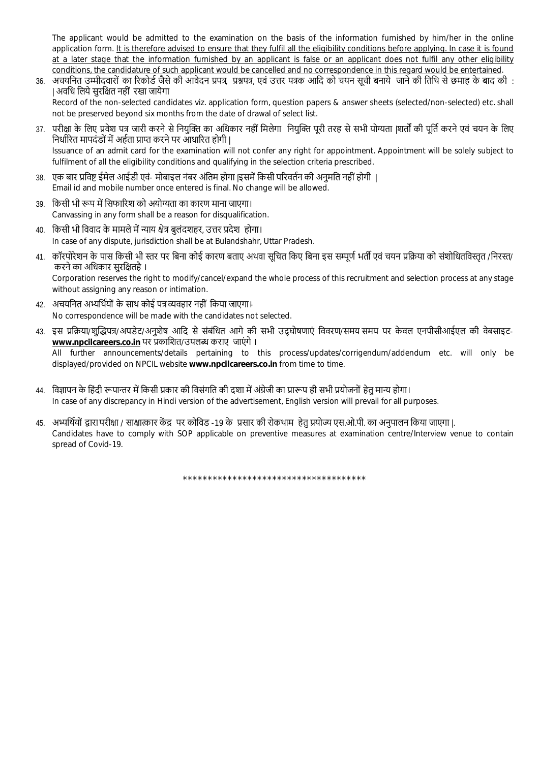The applicant would be admitted to the examination on the basis of the information furnished by him/her in the online application form. <u>It is therefore advised to ensure that they fulfil all the eligibility conditions before applying. In case it is found at a later stage that the information furnished by an applicant is false or an applicant does not fulfil any other eligibility conditions, the candidature of such applicant would be cancelled and no correspondence in this regard would be entertained</u>.

36. अचयनित उम्मीदवारों का रिकोर्ड जैसे की आवेदन प्रपत्र, प्रश्नपत्र, एवं उत्तर पत्रक आदि को चयन सूची बनाये जाने की तिथि से छमाह के बाद की : |अवधि लिये सुरक्षित नहीं रखा जायेगा
   Record of the non-selected candidates viz. application form, question papers & answer sheets (selected/non-selected) etc. shall not be preserved beyond six months from the date of drawal of select list.

37. परीक्षा के लिए प्रवेश पत्र जारी करने से नियुक्ति का अधिकार नहीं मिलेगा नियुक्ति पूरी तरह से सभी योग्यता |शर्तों की पूर्ति करने एवं चयन के लिए निर्धारित मापदंडों में अर्हता प्राप्त करने पर आधारित होगी |
   Issuance of an admit card for the examination will not confer any right for appointment. Appointment will be solely subject to fulfilment of all the eligibility conditions and qualifying in the selection criteria prescribed.

38. एक बार प्रविष्ट ईमेल आईडी एवं- मोबाइल नंबर अंतिम होगा |इसमें किसी परिवर्तन की अनुमति नहीं होगी |
   Email id and mobile number once entered is final. No change will be allowed.

39. किसी भी रूप में सिफारिश को अयोग्यता का कारण माना जाएगा।
   Canvassing in any form shall be a reason for disqualification.

40. किसी भी विवाद के मामले में न्याय क्षेत्र बुलंदशहर, उत्तर प्रदेश होगा।
   In case of any dispute, jurisdiction shall be at Bulandshahr, Uttar Pradesh.

41. कॉरपोरेशन के पास किसी भी स्तर पर बिना कोई कारण बताए अथवा सूचित किए बिना इस सम्पूर्ण भर्ती एवं चयन प्रक्रिया को संशोधितविस्तृत /निरस्त/ करने का अधिकार सुरक्षितहै ।
   Corporation reserves the right to modify/cancel/expand the whole process of this recruitment and selection process at any stage without assigning any reason or intimation.

42. अचयनित अभ्यर्थियों के साथ कोई पत्र व्यवहार नहीं किया जाएगा।
   No correspondence will be made with the candidates not selected.

43. इस प्रक्रिया/शुद्धिपत्र/अपडेट/अनुशेष आदि से संबंधित आगे की सभी उद्‌घोषणाएं विवरण/समय समय पर केवल एनपीसीआईएल की वेबसाइट- **<u>www.npcilcareers.co.in</u>** पर प्रकाशित/उपलब्ध कराए जाएंगे ।
   All further announcements/details pertaining to this process/updates/corrigendum/addendum etc. will only be displayed/provided on NPCIL website **www.npcilcareers.co.in** from time to time.

44. विज्ञापन के हिंदी रूपान्तर में किसी प्रकार की विसंगति की दशा में अंग्रेजी का प्रारूप ही सभी प्रयोजनों हेतु मान्य होगा।
   In case of any discrepancy in Hindi version of the advertisement, English version will prevail for all purposes.

45. अभ्यर्थियों द्वारा परीक्षा / साक्षात्कार केंद्र पर कोविड -19 के प्रसार की रोकथाम हेतु प्रयोज्य एस.ओ.पी. का अनुपालन किया जाएगा |.
   Candidates have to comply with SOP applicable on preventive measures at examination centre/Interview venue to contain spread of Covid-19.

\*\*\*\*\*\*\*\*\*\*\*\*\*\*\*\*\*\*\*\*\*\*\*\*\*\*\*\*\*\*\*\*\*\*\*\*\*